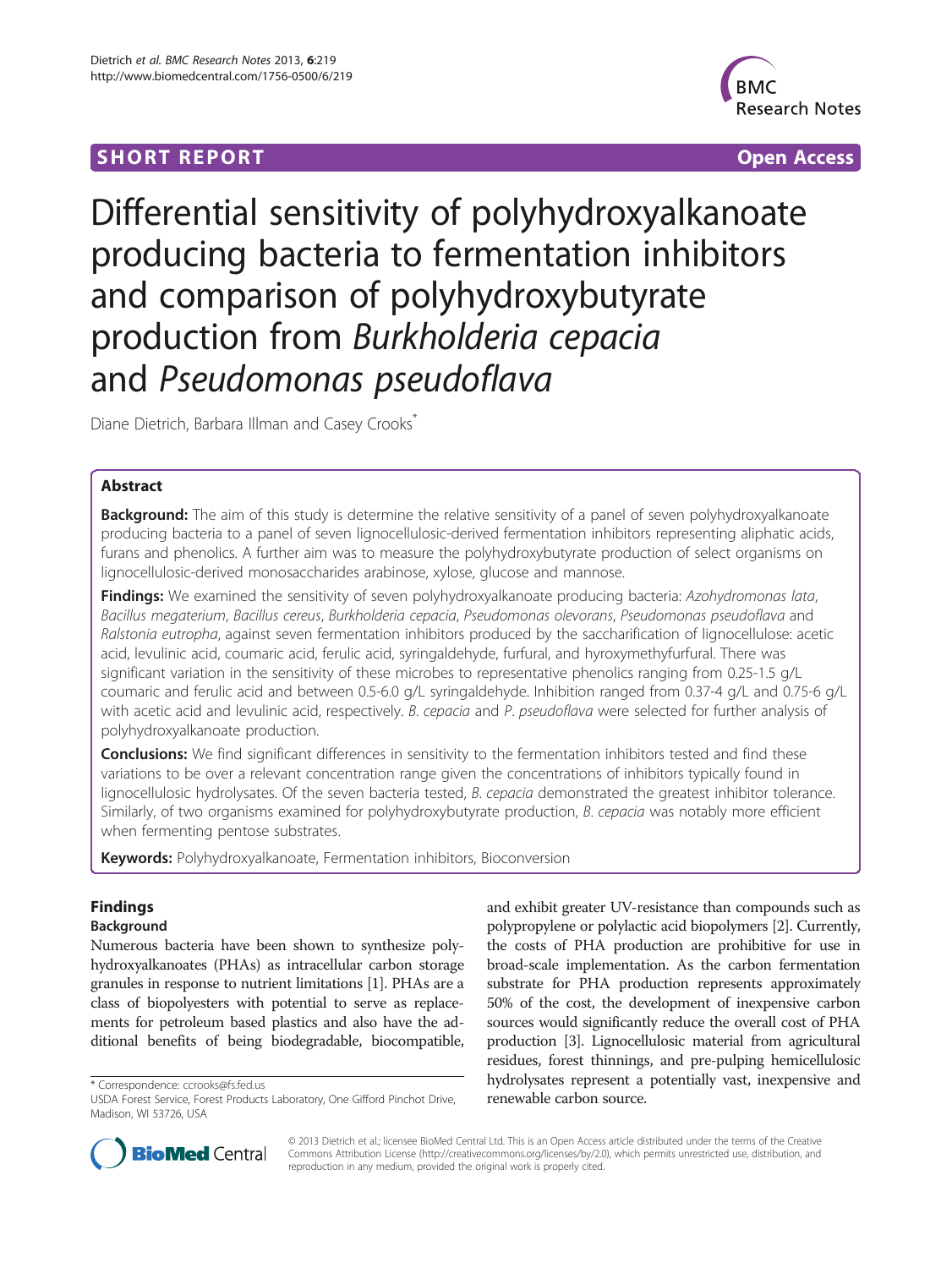SHORT REPORT Open Access

# Differential sensitivity of polyhydroxyalkanoate producing bacteria to fermentation inhibitors and comparison of polyhydroxybutyrate production from *Burkholderia cepacia* and *Pseudomonas pseudoflava*

Diane Dietrich, Barbara Illman and Casey Crooks*

## Abstract

**Background:** The aim of this study is determine the relative sensitivity of a panel of seven polyhydroxyalkanoate producing bacteria to a panel of seven lignocellulosic-derived fermentation inhibitors representing aliphatic acids, furans and phenolics. A further aim was to measure the polyhydroxybutyrate production of select organisms on lignocellulosic-derived monosaccharides arabinose, xylose, glucose and mannose.

**Findings:** We examined the sensitivity of seven polyhydroxyalkanoate producing bacteria: *Azohydromonas lata*, *Bacillus megaterium*, *Bacillus cereus*, *Burkholderia cepacia*, *Pseudomonas olevorans*, *Pseudomonas pseudoflava* and *Ralstonia eutropha*, against seven fermentation inhibitors produced by the saccharification of lignocellulose: acetic acid, levulinic acid, coumaric acid, ferulic acid, syringaldehyde, furfural, and hyroxymethylfurfural. There was significant variation in the sensitivity of these microbes to representative phenolics ranging from 0.25-1.5 g/L coumaric and ferulic acid and between 0.5-6.0 g/L syringaldehyde. Inhibition ranged from 0.37-4 g/L and 0.75-6 g/L with acetic acid and levulinic acid, respectively. *B. cepacia* and *P. pseudoflava* were selected for further analysis of polyhydroxyalkanoate production.

**Conclusions:** We find significant differences in sensitivity to the fermentation inhibitors tested and find these variations to be over a relevant concentration range given the concentrations of inhibitors typically found in lignocellulosic hydrolysates. Of the seven bacteria tested, *B. cepacia* demonstrated the greatest inhibitor tolerance. Similarly, of two organisms examined for polyhydroxybutyrate production, *B. cepacia* was notably more efficient when fermenting pentose substrates.

**Keywords:** Polyhydroxyalkanoate, Fermentation inhibitors, Bioconversion

## Findings

### Background

Numerous bacteria have been shown to synthesize polyhydroxyalkanoates (PHAs) as intracellular carbon storage granules in response to nutrient limitations [1]. PHAs are a class of biopolyesters with potential to serve as replacements for petroleum based plastics and also have the additional benefits of being biodegradable, biocompatible, and exhibit greater UV-resistance than compounds such as polypropylene or polylactic acid biopolymers [2]. Currently, the costs of PHA production are prohibitive for use in broad-scale implementation. As the carbon fermentation substrate for PHA production represents approximately 50% of the cost, the development of inexpensive carbon sources would significantly reduce the overall cost of PHA production [3]. Lignocellulosic material from agricultural residues, forest thinnings, and pre-pulping hemicellulosic hydrolysates represent a potentially vast, inexpensive and renewable carbon source.

* Correspondence: ccrooks@fs.fed.us

USDA Forest Service, Forest Products Laboratory, One Gifford Pinchot Drive, Madison, WI 53726, USA

© 2013 Dietrich et al.; licensee BioMed Central Ltd. This is an Open Access article distributed under the terms of the Creative Commons Attribution License (http://creativecommons.org/licenses/by/2.0), which permits unrestricted use, distribution, and reproduction in any medium, provided the original work is properly cited.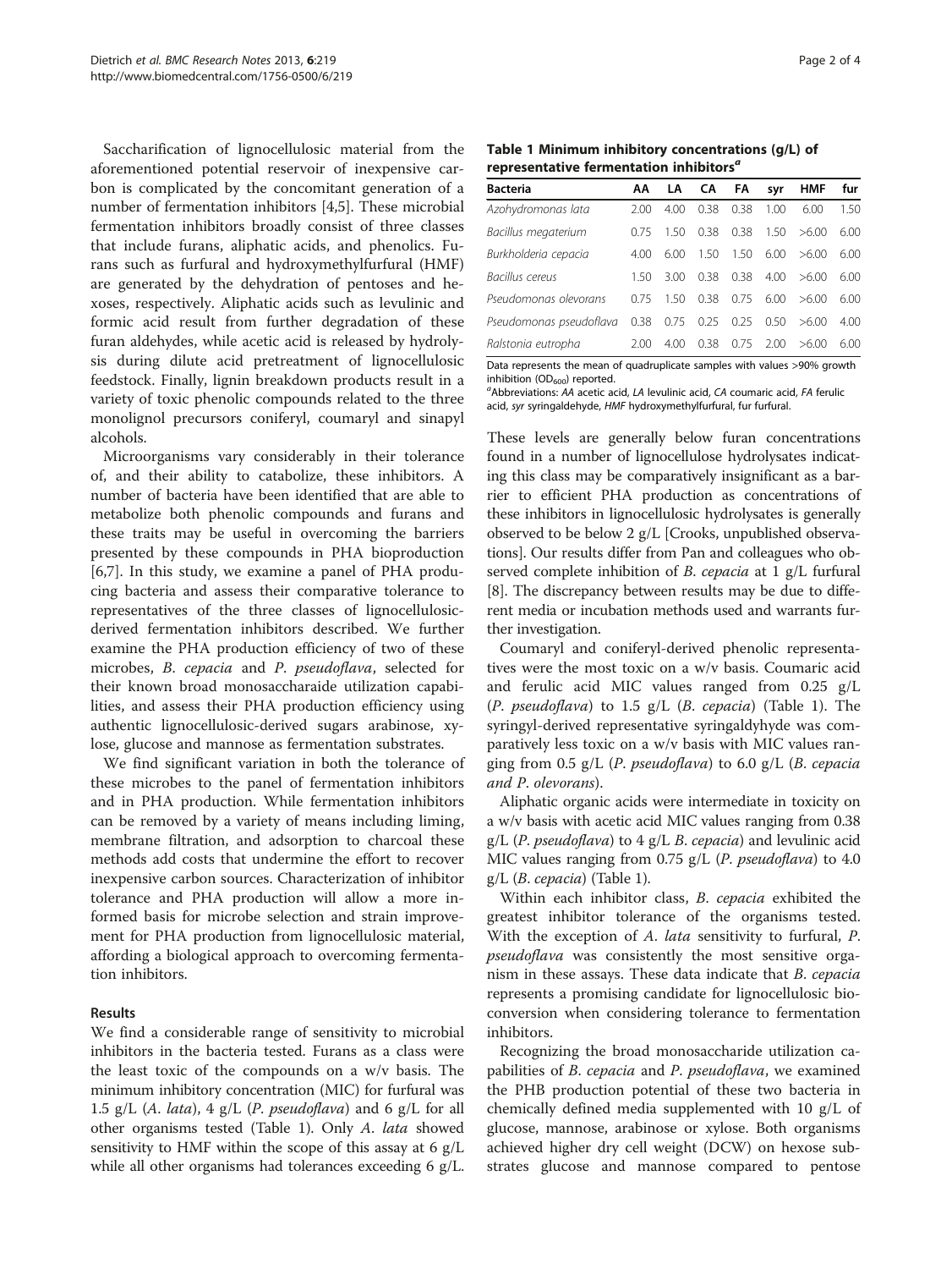Saccharification of lignocellulosic material from the aforementioned potential reservoir of inexpensive carbon is complicated by the concomitant generation of a number of fermentation inhibitors [4,5]. These microbial fermentation inhibitors broadly consist of three classes that include furans, aliphatic acids, and phenolics. Furans such as furfural and hydroxymethylfurfural (HMF) are generated by the dehydration of pentoses and hexoses, respectively. Aliphatic acids such as levulinic and formic acid result from further degradation of these furan aldehydes, while acetic acid is released by hydrolysis during dilute acid pretreatment of lignocellulosic feedstock. Finally, lignin breakdown products result in a variety of toxic phenolic compounds related to the three monolignol precursors coniferyl, coumaryl and sinapyl alcohols.

Microorganisms vary considerably in their tolerance of, and their ability to catabolize, these inhibitors. A number of bacteria have been identified that are able to metabolize both phenolic compounds and furans and these traits may be useful in overcoming the barriers presented by these compounds in PHA bioproduction [6,7]. In this study, we examine a panel of PHA producing bacteria and assess their comparative tolerance to representatives of the three classes of lignocellulosic-derived fermentation inhibitors described. We further examine the PHA production efficiency of two of these microbes, *B. cepacia* and *P. pseudoflava*, selected for their known broad monosaccharaide utilization capabilities, and assess their PHA production efficiency using authentic lignocellulosic-derived sugars arabinose, xylose, glucose and mannose as fermentation substrates.

We find significant variation in both the tolerance of these microbes to the panel of fermentation inhibitors and in PHA production. While fermentation inhibitors can be removed by a variety of means including liming, membrane filtration, and adsorption to charcoal these methods add costs that undermine the effort to recover inexpensive carbon sources. Characterization of inhibitor tolerance and PHA production will allow a more informed basis for microbe selection and strain improvement for PHA production from lignocellulosic material, affording a biological approach to overcoming fermentation inhibitors.

## Results

We find a considerable range of sensitivity to microbial inhibitors in the bacteria tested. Furans as a class were the least toxic of the compounds on a w/v basis. The minimum inhibitory concentration (MIC) for furfural was 1.5 g/L (*A. lata*), 4 g/L (*P. pseudoflava*) and 6 g/L for all other organisms tested (Table 1). Only *A. lata* showed sensitivity to HMF within the scope of this assay at 6 g/L while all other organisms had tolerances exceeding 6 g/L.

**Table 1 Minimum inhibitory concentrations (g/L) of representative fermentation inhibitors[a]**

| Bacteria | AA | LA | CA | FA | syr | HMF | fur |
|---|---|---|---|---|---|---|---|
| *Azohydromonas lata* | 2.00 | 4.00 | 0.38 | 0.38 | 1.00 | 6.00 | 1.50 |
| *Bacillus megaterium* | 0.75 | 1.50 | 0.38 | 0.38 | 1.50 | >6.00 | 6.00 |
| *Burkholderia cepacia* | 4.00 | 6.00 | 1.50 | 1.50 | 6.00 | >6.00 | 6.00 |
| *Bacillus cereus* | 1.50 | 3.00 | 0.38 | 0.38 | 4.00 | >6.00 | 6.00 |
| *Pseudomonas olevorans* | 0.75 | 1.50 | 0.38 | 0.75 | 6.00 | >6.00 | 6.00 |
| *Pseudomonas pseudoflava* | 0.38 | 0.75 | 0.25 | 0.25 | 0.50 | >6.00 | 4.00 |
| *Ralstonia eutropha* | 2.00 | 4.00 | 0.38 | 0.75 | 2.00 | >6.00 | 6.00 |

Data represents the mean of quadruplicate samples with values >90% growth inhibition ($OD_{600}$) reported.

[a]Abbreviations: *AA* acetic acid, *LA* levulinic acid, *CA* coumaric acid, *FA* ferulic acid, *syr* syringaldehyde, *HMF* hydroxymethylfurfural, *fur* furfural.

These levels are generally below furan concentrations found in a number of lignocellulose hydrolysates indicating this class may be comparatively insignificant as a barrier to efficient PHA production as concentrations of these inhibitors in lignocellulosic hydrolysates is generally observed to be below 2 g/L [Crooks, unpublished observations]. Our results differ from Pan and colleagues who observed complete inhibition of *B. cepacia* at 1 g/L furfural [8]. The discrepancy between results may be due to different media or incubation methods used and warrants further investigation.

Coumaryl and coniferyl-derived phenolic representatives were the most toxic on a w/v basis. Coumaric acid and ferulic acid MIC values ranged from 0.25 g/L (*P. pseudoflava*) to 1.5 g/L (*B. cepacia*) (Table 1). The syringyl-derived representative syringaldyhyde was comparatively less toxic on a w/v basis with MIC values ranging from 0.5 g/L (*P. pseudoflava*) to 6.0 g/L (*B. cepacia and P. olevorans*).

Aliphatic organic acids were intermediate in toxicity on a w/v basis with acetic acid MIC values ranging from 0.38 g/L (*P. pseudoflava*) to 4 g/L *B. cepacia*) and levulinic acid MIC values ranging from 0.75 g/L (*P. pseudoflava*) to 4.0 g/L (*B. cepacia*) (Table 1).

Within each inhibitor class, *B. cepacia* exhibited the greatest inhibitor tolerance of the organisms tested. With the exception of *A. lata* sensitivity to furfural, *P. pseudoflava* was consistently the most sensitive organism in these assays. These data indicate that *B. cepacia* represents a promising candidate for lignocellulosic bioconversion when considering tolerance to fermentation inhibitors.

Recognizing the broad monosaccharide utilization capabilities of *B. cepacia* and *P. pseudoflava*, we examined the PHB production potential of these two bacteria in chemically defined media supplemented with 10 g/L of glucose, mannose, arabinose or xylose. Both organisms achieved higher dry cell weight (DCW) on hexose substrates glucose and mannose compared to pentose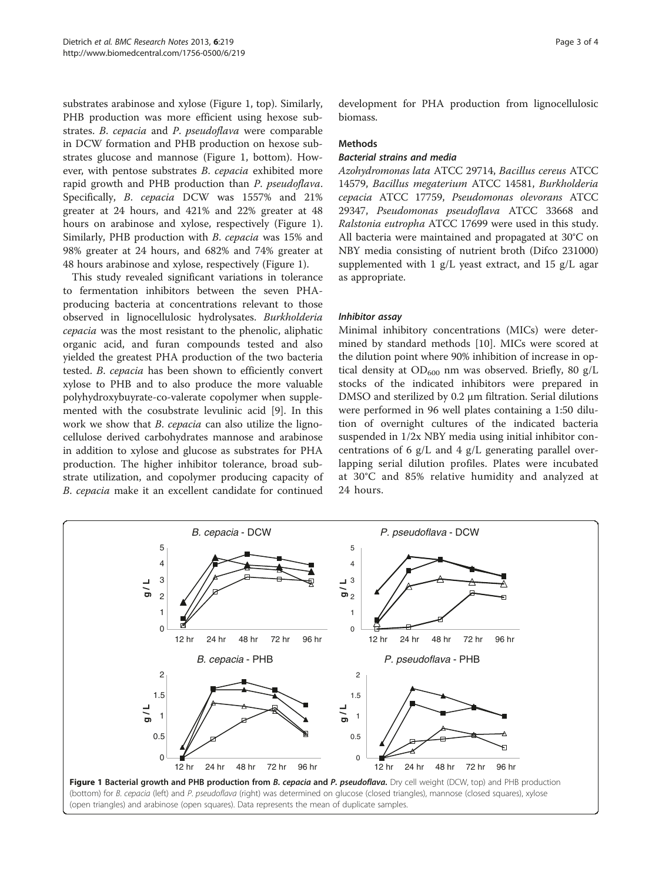substrates arabinose and xylose (Figure 1, top). Similarly, PHB production was more efficient using hexose substrates. *B. cepacia* and *P. pseudoflava* were comparable in DCW formation and PHB production on hexose substrates glucose and mannose (Figure 1, bottom). However, with pentose substrates *B. cepacia* exhibited more rapid growth and PHB production than *P. pseudoflava*. Specifically, *B. cepacia* DCW was 1557% and 21% greater at 24 hours, and 421% and 22% greater at 48 hours on arabinose and xylose, respectively (Figure 1). Similarly, PHB production with *B. cepacia* was 15% and 98% greater at 24 hours, and 682% and 74% greater at 48 hours arabinose and xylose, respectively (Figure 1).

This study revealed significant variations in tolerance to fermentation inhibitors between the seven PHA-producing bacteria at concentrations relevant to those observed in lignocellulosic hydrolysates. *Burkholderia cepacia* was the most resistant to the phenolic, aliphatic organic acid, and furan compounds tested and also yielded the greatest PHA production of the two bacteria tested. *B. cepacia* has been shown to efficiently convert xylose to PHB and to also produce the more valuable polyhydroxybuyrate-co-valerate copolymer when supplemented with the cosubstrate levulinic acid [9]. In this work we show that *B. cepacia* can also utilize the lignocellulose derived carbohydrates mannose and arabinose in addition to xylose and glucose as substrates for PHA production. The higher inhibitor tolerance, broad substrate utilization, and copolymer producing capacity of *B. cepacia* make it an excellent candidate for continued development for PHA production from lignocellulosic biomass.

## Methods

### Bacterial strains and media

*Azohydromonas lata* ATCC 29714, *Bacillus cereus* ATCC 14579, *Bacillus megaterium* ATCC 14581, *Burkholderia cepacia* ATCC 17759, *Pseudomonas olevorans* ATCC 29347, *Pseudomonas pseudoflava* ATCC 33668 and *Ralstonia eutropha* ATCC 17699 were used in this study. All bacteria were maintained and propagated at 30°C on NBY media consisting of nutrient broth (Difco 231000) supplemented with 1 g/L yeast extract, and 15 g/L agar as appropriate.

### Inhibitor assay

Minimal inhibitory concentrations (MICs) were determined by standard methods [10]. MICs were scored at the dilution point where 90% inhibition of increase in optical density at $OD_{600}$ nm was observed. Briefly, 80 g/L stocks of the indicated inhibitors were prepared in DMSO and sterilized by 0.2 μm filtration. Serial dilutions were performed in 96 well plates containing a 1:50 dilution of overnight cultures of the indicated bacteria suspended in 1/2x NBY media using initial inhibitor concentrations of 6 g/L and 4 g/L generating parallel overlapping serial dilution profiles. Plates were incubated at 30°C and 85% relative humidity and analyzed at 24 hours.

**Figure 1 Bacterial growth and PHB production from *B. cepacia* and *P. pseudoflava*.** Dry cell weight (DCW, top) and PHB production (bottom) for *B. cepacia* (left) and *P. pseudoflava* (right) was determined on glucose (closed triangles), mannose (closed squares), xylose (open triangles) and arabinose (open squares). Data represents the mean of duplicate samples.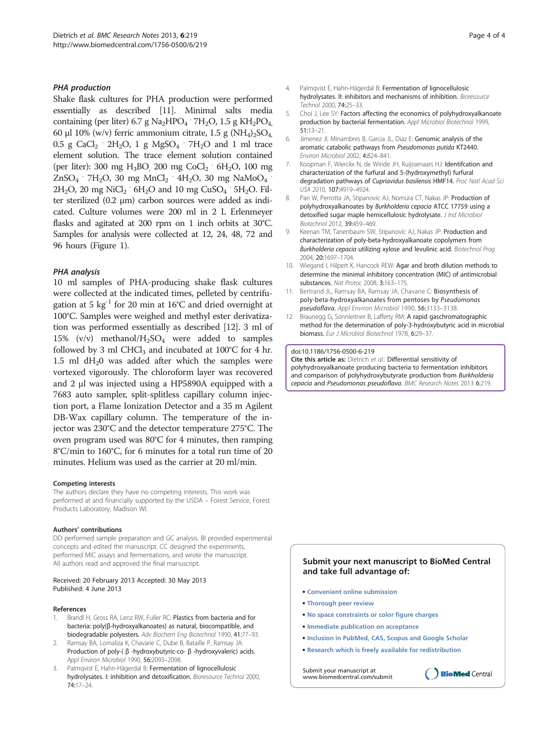### PHA production

Shake flask cultures for PHA production were performed essentially as described [11]. Minimal salts media containing (per liter) 6.7 g $Na_2HPO_4 \cdot 7H_2O$, 1.5 g $KH_2PO_4$, 60 µl 10% (w/v) ferric ammonium citrate, 1.5 g $(NH_4)_2SO_4$, 0.5 g $CaCl_2 \cdot 2H_2O$, 1 g $MgSO_4 \cdot 7H_2O$ and 1 ml trace element solution. The trace element solution contained (per liter): 300 mg $H_3BO$, 200 mg $CoCl_2 \cdot 6H_2O$, 100 mg $ZnSO_4 \cdot 7H_2O$, 30 mg $MnCl_2 \cdot 4H_2O$, 30 mg $NaMoO_4 \cdot 2H_2O$, 20 mg $NiCl_2 \cdot 6H_2O$ and 10 mg $CuSO_4 \cdot 5H_2O$. Filter sterilized (0.2 µm) carbon sources were added as indicated. Culture volumes were 200 ml in 2 L Erlenmeyer flasks and agitated at 200 rpm on 1 inch orbits at 30°C. Samples for analysis were collected at 12, 24, 48, 72 and 96 hours (Figure 1).

### PHA analysis

10 ml samples of PHA-producing shake flask cultures were collected at the indicated times, pelleted by centrifugation at 5 $kg^{-1}$ for 20 min at 16°C and dried overnight at 100°C. Samples were weighed and methyl ester derivatization was performed essentially as described [12]. 3 ml of 15% (v/v) methanol/$H_2SO_4$ were added to samples followed by 3 ml $CHCl_3$ and incubated at 100°C for 4 hr. 1.5 ml $dH_20$ was added after which the samples were vortexed vigorously. The chloroform layer was recovered and 2 µl was injected using a HP5890A equipped with a 7683 auto sampler, split-splitless capillary column injection port, a Flame Ionization Detector and a 35 m Agilent DB-Wax capillary column. The temperature of the injector was 230°C and the detector temperature 275°C. The oven program used was 80°C for 4 minutes, then ramping 8°C/min to 160°C, for 6 minutes for a total run time of 20 minutes. Helium was used as the carrier at 20 ml/min.

#### Competing interests

The authors declare they have no competing interests. This work was performed at and financially supported by the USDA – Forest Service, Forest Products Laboratory, Madison WI.

#### Authors' contributions

DD performed sample preparation and GC analysis. BI provided experimental concepts and edited the manuscript. CC designed the experiments, performed MIC assays and fermentations, and wrote the manuscript. All authors read and approved the final manuscript.

Received: 20 February 2013 Accepted: 30 May 2013
Published: 4 June 2013

#### References

1. Brandl H, Gross RA, Lenz RW, Fuller RC: **Plastics from bacteria and for bacteria: poly(β-hydroxyalkanoates) as natural, biocompatible, and biodegradable polyesters.** *Adv Biochem Eng Biotechnol* 1990, **41:**77–93.
2. Ramsay BA, Lomaliza K, Chavarie C, Dube B, Bataille P, Ramsay JA: **Production of poly-( β -hydroxybutyric-co- β -hydroxyvaleric) acids.** *Appl Environ Microbiol* 1990, **56:**2093–2098.
3. Palmqvist E, Hahn-Hägerdal B: **Fermentation of lignocellulosic hydrolysates. I: inhibition and detoxification.** *Bioresource Technol* 2000, **74:**17–24.
4. Palmqvist E, Hahn-Hägerdal B: **Fermentation of lignocellulosic hydrolysates. II: inhibitors and mechanisms of inhibition.** *Bioresource Technol* 2000, **74:**25–33.
5. Choi J, Lee SY: **Factors affecting the economics of polyhydroxyalkanoate production by bacterial fermentation.** *Appl Microbiol Biotechnol* 1999, **51:**13–21.
6. Jimenez JI, Minambres B, Garcia JL, Diaz E: **Genomic analysis of the aromatic catabolic pathways from** ***Pseudomonas putida*** **KT2440.** *Environ Microbiol* 2002, **4:**824–841.
7. Koopman F, Wierckx N, de Winde JH, Ruijssenaars HJ: **Identifcation and characterization of the furfural and 5-(hydroxymethyl) furfural degradation pathways of** ***Cupriavidus basilensis*** **HMF14.** *Proc Natl Acad Sci USA* 2010, **107:**4919–4924.
8. Pan W, Perrotta JA, Stipanovic AJ, Nomura CT, Nakas JP: **Production of polyhydroxyalkanoates by** ***Burkholderia cepacia*** **ATCC 17759 using a detoxified sugar maple hemicellulosic hydrolysate.** *J Ind Microbiol Biotechnol* 2012, **39:**459–469.
9. Keenan TM, Tanenbaum SW, Stipanovic AJ, Nakas JP: **Production and characterization of poly-beta-hydroxyalkanoate copolymers from** ***Burkholderia cepacia*** **utilizing xylose and levulinic acid.** *Biotechnol Prog* 2004, **20:**1697–1704.
10. Wiegand I, Hilpert K, Hancock REW: **Agar and broth dilution methods to determine the minimal inhibitory concentration (MIC) of antimicrobial substances.** *Nat Protoc* 2008, **3:**163–175.
11. Bertrand JL, Ramsay BA, Ramsay JA, Chavarie C: **Biosynthesis of poly-beta-hydroxyalkanoates from pentoses by** ***Pseudomonas pseudoflava*****.** *Appl Environ Microbiol* 1990, **56:**3133–3138.
12. Braunegg G, Sonnleitner B, Lafferty RM: **A rapid gaschromatographic method for the determination of poly-3-hydroxybutyric acid in microbial biomass.** *Eur J Microbiol Biotechnol* 1978, **6:**29–37.

doi:10.1186/1756-0500-6-219
**Cite this article as:** Dietrich *et al.*: Differential sensitivity of polyhydroxyalkanoate producing bacteria to fermentation inhibitors and comparison of polyhydroxybutyrate production from *Burkholderia cepacia* and *Pseudomonas pseudoflava*. *BMC Research Notes* 2013 **6**:219.